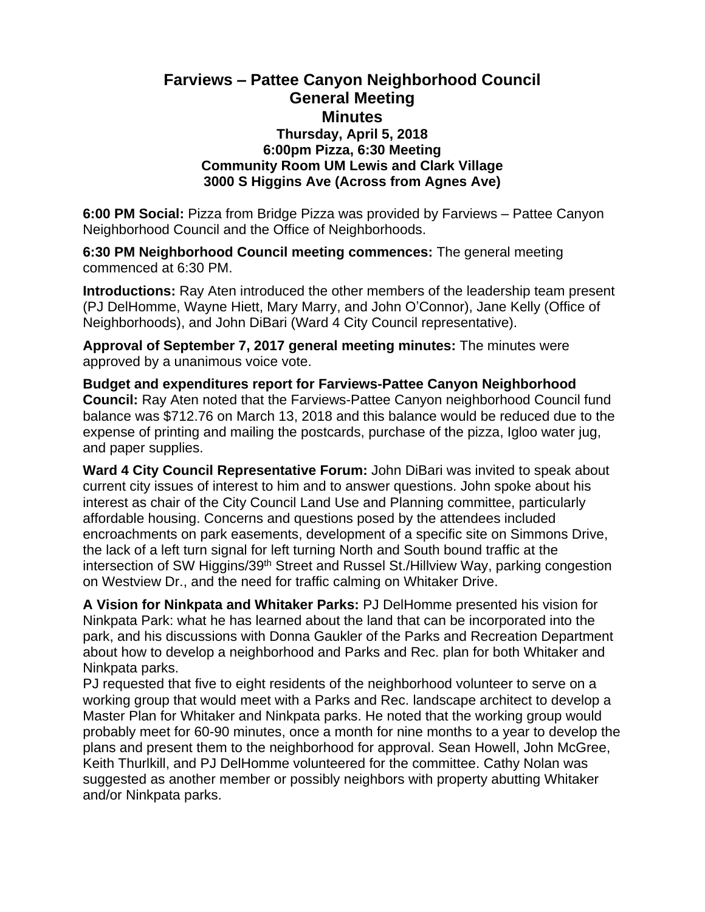# Farviews – Pattee Canyon Neighborhood Council
## General Meeting
## Minutes
### Thursday, April 5, 2018
### 6:00pm Pizza, 6:30 Meeting
### Community Room UM Lewis and Clark Village
### 3000 S Higgins Ave (Across from Agnes Ave)

**6:00 PM Social:** Pizza from Bridge Pizza was provided by Farviews – Pattee Canyon Neighborhood Council and the Office of Neighborhoods.

**6:30 PM Neighborhood Council meeting commences:** The general meeting commenced at 6:30 PM.

**Introductions:** Ray Aten introduced the other members of the leadership team present (PJ DelHomme, Wayne Hiett, Mary Marry, and John O'Connor), Jane Kelly (Office of Neighborhoods), and John DiBari (Ward 4 City Council representative).

**Approval of September 7, 2017 general meeting minutes:** The minutes were approved by a unanimous voice vote.

**Budget and expenditures report for Farviews-Pattee Canyon Neighborhood Council:** Ray Aten noted that the Farviews-Pattee Canyon neighborhood Council fund balance was $712.76 on March 13, 2018 and this balance would be reduced due to the expense of printing and mailing the postcards, purchase of the pizza, Igloo water jug, and paper supplies.

**Ward 4 City Council Representative Forum:** John DiBari was invited to speak about current city issues of interest to him and to answer questions. John spoke about his interest as chair of the City Council Land Use and Planning committee, particularly affordable housing. Concerns and questions posed by the attendees included encroachments on park easements, development of a specific site on Simmons Drive, the lack of a left turn signal for left turning North and South bound traffic at the intersection of SW Higgins/39th Street and Russel St./Hillview Way, parking congestion on Westview Dr., and the need for traffic calming on Whitaker Drive.

**A Vision for Ninkpata and Whitaker Parks:** PJ DelHomme presented his vision for Ninkpata Park: what he has learned about the land that can be incorporated into the park, and his discussions with Donna Gaukler of the Parks and Recreation Department about how to develop a neighborhood and Parks and Rec. plan for both Whitaker and Ninkpata parks.

PJ requested that five to eight residents of the neighborhood volunteer to serve on a working group that would meet with a Parks and Rec. landscape architect to develop a Master Plan for Whitaker and Ninkpata parks. He noted that the working group would probably meet for 60-90 minutes, once a month for nine months to a year to develop the plans and present them to the neighborhood for approval. Sean Howell, John McGree, Keith Thurlkill, and PJ DelHomme volunteered for the committee. Cathy Nolan was suggested as another member or possibly neighbors with property abutting Whitaker and/or Ninkpata parks.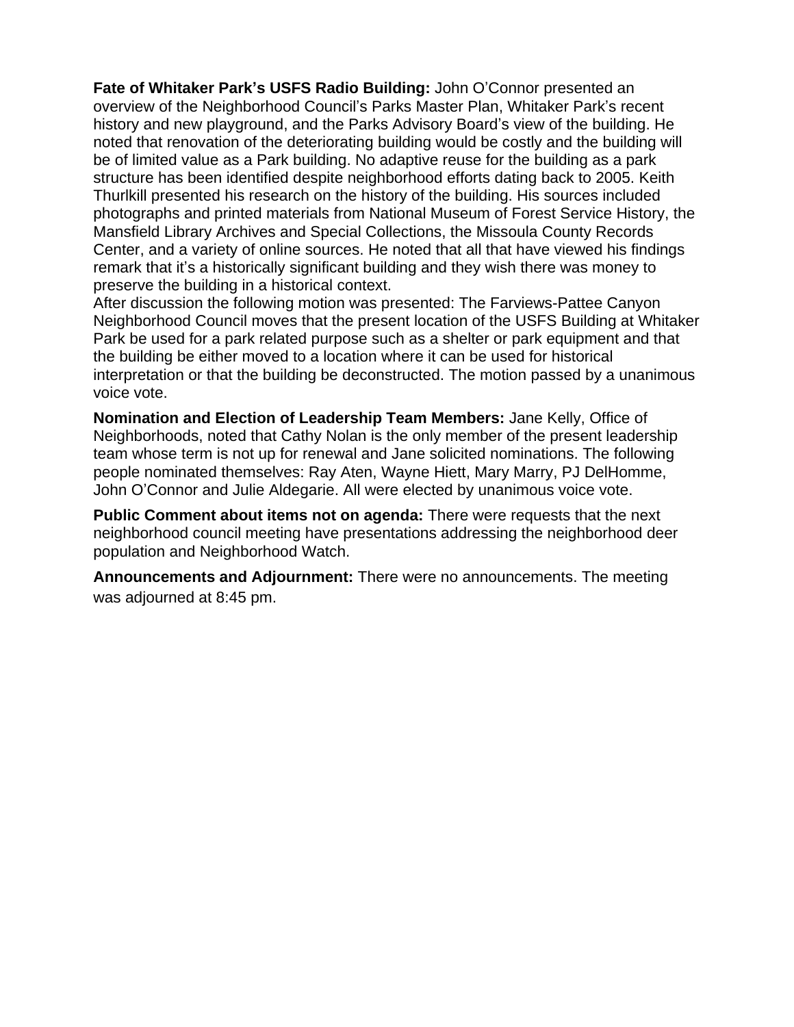**Fate of Whitaker Park's USFS Radio Building:** John O'Connor presented an overview of the Neighborhood Council's Parks Master Plan, Whitaker Park's recent history and new playground, and the Parks Advisory Board's view of the building. He noted that renovation of the deteriorating building would be costly and the building will be of limited value as a Park building. No adaptive reuse for the building as a park structure has been identified despite neighborhood efforts dating back to 2005. Keith Thurlkill presented his research on the history of the building. His sources included photographs and printed materials from National Museum of Forest Service History, the Mansfield Library Archives and Special Collections, the Missoula County Records Center, and a variety of online sources. He noted that all that have viewed his findings remark that it's a historically significant building and they wish there was money to preserve the building in a historical context.

After discussion the following motion was presented: The Farviews-Pattee Canyon Neighborhood Council moves that the present location of the USFS Building at Whitaker Park be used for a park related purpose such as a shelter or park equipment and that the building be either moved to a location where it can be used for historical interpretation or that the building be deconstructed. The motion passed by a unanimous voice vote.

**Nomination and Election of Leadership Team Members:** Jane Kelly, Office of Neighborhoods, noted that Cathy Nolan is the only member of the present leadership team whose term is not up for renewal and Jane solicited nominations. The following people nominated themselves: Ray Aten, Wayne Hiett, Mary Marry, PJ DelHomme, John O'Connor and Julie Aldegarie. All were elected by unanimous voice vote.

**Public Comment about items not on agenda:** There were requests that the next neighborhood council meeting have presentations addressing the neighborhood deer population and Neighborhood Watch.

**Announcements and Adjournment:** There were no announcements. The meeting was adjourned at 8:45 pm.